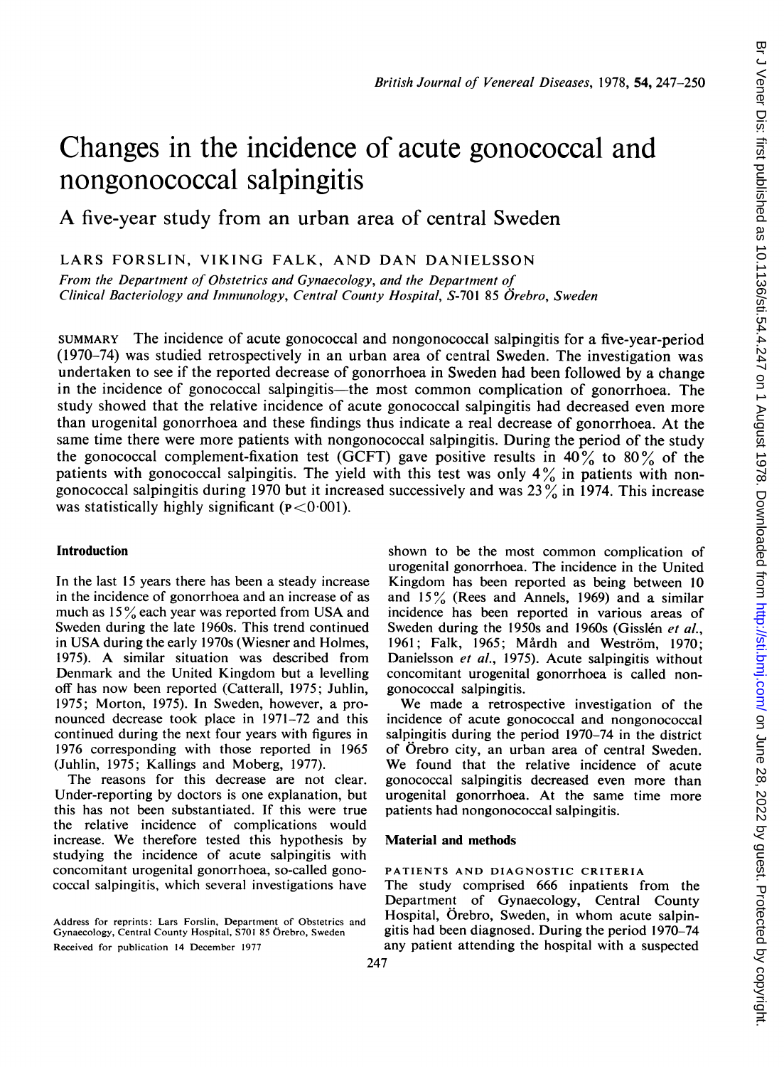# Changes in the incidence of acute gonococcal and nongonococcal salpingitis

## A five-year study from an urban area of central Sweden

LARS FORSLIN, VIKING FALK, AND DAN DANIELSSON

*From the Department of Obstetrics and Gynaecology, and the Department of Clinical Bacteriology and Immunology, Central County Hospital, S-701 85 Örebro, Sweden*

SUMMARY The incidence of acute gonococcal and nongonococcal salpingitis for a five-year-period (1970–74) was studied retrospectively in an urban area of central Sweden. The investigation was undertaken to see if the reported decrease of gonorrhoea in Sweden had been followed by a change in the incidence of gonococcal salpingitis—the most common complication of gonorrhoea. The study showed that the relative incidence of acute gonococcal salpingitis had decreased even more than urogenital gonorrhoea and these findings thus indicate a real decrease of gonorrhoea. At the same time there were more patients with nongonococcal salpingitis. During the period of the study the gonococcal complement-fixation test (GCFT) gave positive results in 40% to 80% of the patients with gonococcal salpingitis. The yield with this test was only 4% in patients with nongonococcal salpingitis during 1970 but it increased successively and was 23% in 1974. This increase was statistically highly significant ($P<0.001$).

### Introduction

In the last 15 years there has been a steady increase in the incidence of gonorrhoea and an increase of as much as 15% each year was reported from USA and Sweden during the late 1960s. This trend continued in USA during the early 1970s (Wiesner and Holmes, 1975). A similar situation was described from Denmark and the United Kingdom but a levelling off has now been reported (Catterall, 1975; Juhlin, 1975; Morton, 1975). In Sweden, however, a pronounced decrease took place in 1971–72 and this continued during the next four years with figures in 1976 corresponding with those reported in 1965 (Juhlin, 1975; Kallings and Moberg, 1977).

The reasons for this decrease are not clear. Under-reporting by doctors is one explanation, but this has not been substantiated. If this were true the relative incidence of complications would increase. We therefore tested this hypothesis by studying the incidence of acute salpingitis with concomitant urogenital gonorrhoea, so-called gonococcal salpingitis, which several investigations have shown to be the most common complication of urogenital gonorrhoea. The incidence in the United Kingdom has been reported as being between 10 and 15% (Rees and Annels, 1969) and a similar incidence has been reported in various areas of Sweden during the 1950s and 1960s (Gisslén *et al.*, 1961; Falk, 1965; Mårdh and Weström, 1970; Danielsson *et al.*, 1975). Acute salpingitis without concomitant urogenital gonorrhoea is called nongonococcal salpingitis.

We made a retrospective investigation of the incidence of acute gonococcal and nongonococcal salpingitis during the period 1970–74 in the district of Örebro city, an urban area of central Sweden. We found that the relative incidence of acute gonococcal salpingitis decreased even more than urogenital gonorrhoea. At the same time more patients had nongonococcal salpingitis.

### Material and methods

PATIENTS AND DIAGNOSTIC CRITERIA

The study comprised 666 inpatients from the Department of Gynaecology, Central County Hospital, Örebro, Sweden, in whom acute salpingitis had been diagnosed. During the period 1970–74 any patient attending the hospital with a suspected

Address for reprints: Lars Forslin, Department of Obstetrics and Gynaecology, Central County Hospital, S701 85 Örebro, Sweden

Received for publication 14 December 1977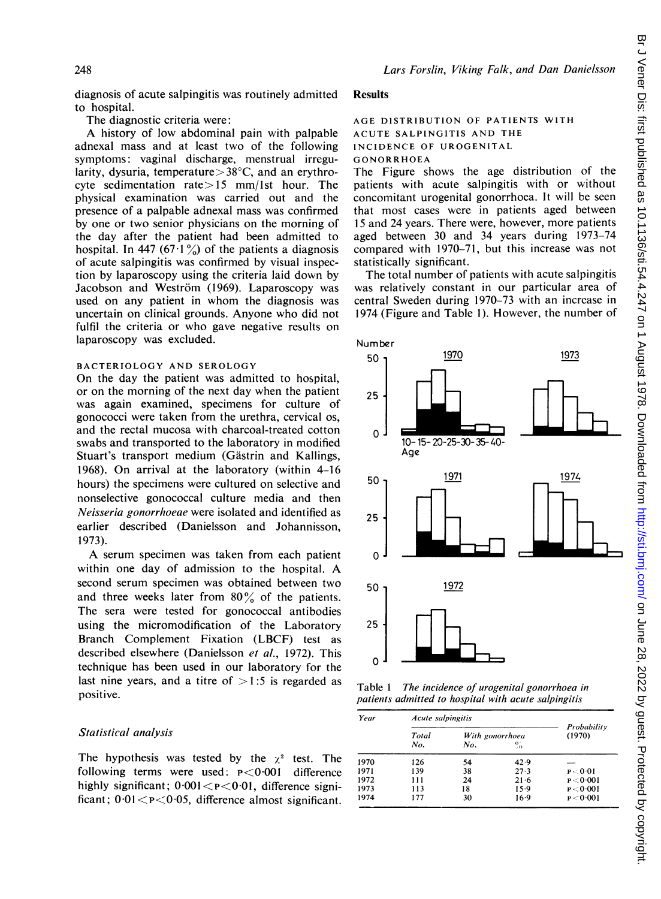diagnosis of acute salpingitis was routinely admitted to hospital.

The diagnostic criteria were:

A history of low abdominal pain with palpable adnexal mass and at least two of the following symptoms: vaginal discharge, menstrual irregularity, dysuria, temperature > 38°C, and an erythrocyte sedimentation rate > 15 mm/1st hour. The physical examination was carried out and the presence of a palpable adnexal mass was confirmed by one or two senior physicians on the morning of the day after the patient had been admitted to hospital. In 447 (67·1%) of the patients a diagnosis of acute salpingitis was confirmed by visual inspection by laparoscopy using the criteria laid down by Jacobson and Weström (1969). Laparoscopy was used on any patient in whom the diagnosis was uncertain on clinical grounds. Anyone who did not fulfil the criteria or who gave negative results on laparoscopy was excluded.

### BACTERIOLOGY AND SEROLOGY

On the day the patient was admitted to hospital, or on the morning of the next day when the patient was again examined, specimens for culture of gonococci were taken from the urethra, cervical os, and the rectal mucosa with charcoal-treated cotton swabs and transported to the laboratory in modified Stuart's transport medium (Gästrin and Kallings, 1968). On arrival at the laboratory (within 4–16 hours) the specimens were cultured on selective and nonselective gonococcal culture media and then *Neisseria gonorrhoeae* were isolated and identified as earlier described (Danielsson and Johannisson, 1973).

A serum specimen was taken from each patient within one day of admission to the hospital. A second serum specimen was obtained between two and three weeks later from 80% of the patients. The sera were tested for gonococcal antibodies using the micromodification of the Laboratory Branch Complement Fixation (LBCF) test as described elsewhere (Danielsson *et al.*, 1972). This technique has been used in our laboratory for the last nine years, and a titre of > 1:5 is regarded as positive.

### *Statistical analysis*

The hypothesis was tested by the $\chi^2$ test. The following terms were used: $P<0·001$ difference highly significant; $0·001<P<0·01$, difference significant; $0·01<P<0·05$, difference almost significant.

## Results

### AGE DISTRIBUTION OF PATIENTS WITH ACUTE SALPINGITIS AND THE INCIDENCE OF UROGENITAL GONORRHOEA

The Figure shows the age distribution of the patients with acute salpingitis with or without concomitant urogenital gonorrhoea. It will be seen that most cases were in patients aged between 15 and 24 years. There were, however, more patients aged between 30 and 34 years during 1973–74 compared with 1970–71, but this increase was not statistically significant.

The total number of patients with acute salpingitis was relatively constant in our particular area of central Sweden during 1970–73 with an increase in 1974 (Figure and Table 1). However, the number of

Table 1 *The incidence of urogenital gonorrhoea in patients admitted to hospital with acute salpingitis*

| Year | Acute salpingitis | | | Probability (1970) |
|---|---|---|---|---|
| | Total No. | With gonorrhoea No. | % | |
| 1970 | 126 | 54 | 42·9 | — |
| 1971 | 139 | 38 | 27·3 | $P<0·01$ |
| 1972 | 111 | 24 | 21·6 | $P<0·001$ |
| 1973 | 113 | 18 | 15·9 | $P<0·001$ |
| 1974 | 177 | 30 | 16·9 | $P<0·001$ |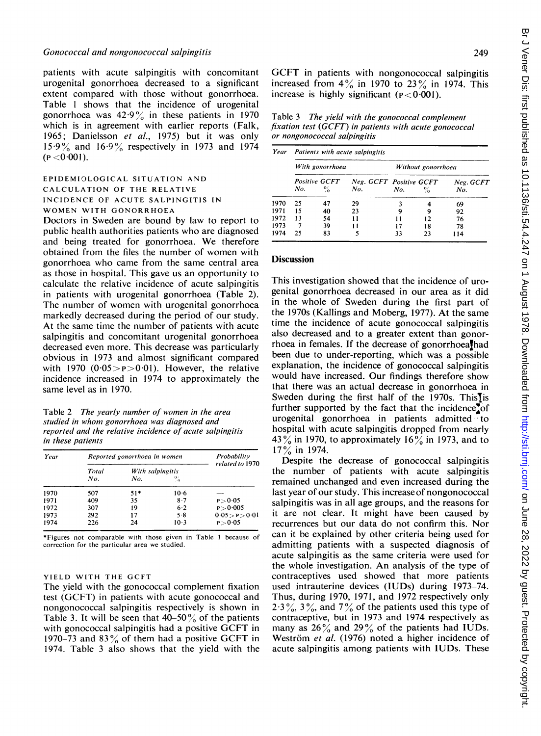patients with acute salpingitis with concomitant urogenital gonorrhoea decreased to a significant extent compared with those without gonorrhoea. Table 1 shows that the incidence of urogenital gonorrhoea was 42·9% in these patients in 1970 which is in agreement with earlier reports (Falk, 1965; Danielsson *et al.*, 1975) but it was only 15·9% and 16·9% respectively in 1973 and 1974 ($P < 0·001$).

### EPIDEMIOLOGICAL SITUATION AND CALCULATION OF THE RELATIVE INCIDENCE OF ACUTE SALPINGITIS IN WOMEN WITH GONORRHOEA

Doctors in Sweden are bound by law to report to public health authorities patients who are diagnosed and being treated for gonorrhoea. We therefore obtained from the files the number of women with gonorrhoea who came from the same central area as those in hospital. This gave us an opportunity to calculate the relative incidence of acute salpingitis in patients with urogenital gonorrhoea (Table 2). The number of women with urogenital gonorrhoea markedly decreased during the period of our study. At the same time the number of patients with acute salpingitis and concomitant urogenital gonorrhoea decreased even more. This decrease was particularly obvious in 1973 and almost significant compared with 1970 ($0·05 > P > 0·01$). However, the relative incidence increased in 1974 to approximately the same level as in 1970.

Table 2 *The yearly number of women in the area studied in whom gonorrhoea was diagnosed and reported and the relative incidence of acute salpingitis in these patients*

| Year | Reported gonorrhoea in women | | | Probability related to 1970 |
|---|---|---|---|---|
| | Total No. | With salpingitis No. | % | |
| 1970 | 507 | 51* | 10·6 | — |
| 1971 | 409 | 35 | 8·7 | $P > 0·05$ |
| 1972 | 307 | 19 | 6·2 | $P > 0·005$ |
| 1973 | 292 | 17 | 5·8 | $0·05 > P > 0·01$ |
| 1974 | 226 | 24 | 10·3 | $P > 0·05$ |

*Figures not comparable with those given in Table 1 because of correction for the particular area we studied.

### YIELD WITH THE GCFT

The yield with the gonococcal complement fixation test (GCFT) in patients with acute gonococcal and nongonococcal salpingitis respectively is shown in Table 3. It will be seen that 40–50% of the patients with gonococcal salpingitis had a positive GCFT in 1970–73 and 83% of them had a positive GCFT in 1974. Table 3 also shows that the yield with the GCFT in patients with nongonococcal salpingitis increased from 4% in 1970 to 23% in 1974. This increase is highly significant ($P < 0·001$).

Table 3 *The yield with the gonococcal complement fixation test (GCFT) in patients with acute gonococcal or nongonococcal salpingitis*

| Year | Patients with acute salpingitis | | | | | |
|---|---|---|---|---|---|---|
| | With gonorrhoea | | | Without gonorrhoea | | |
| | Positive GCFT No. | % | Neg. GCFT No. | Positive GCFT No. | % | Neg. GCFT No. |
| 1970 | 25 | 47 | 29 | 3 | 4 | 69 |
| 1971 | 15 | 40 | 23 | 9 | 9 | 92 |
| 1972 | 13 | 54 | 11 | 11 | 12 | 76 |
| 1973 | 7 | 39 | 11 | 17 | 18 | 78 |
| 1974 | 25 | 83 | 5 | 33 | 23 | 114 |

## Discussion

This investigation showed that the incidence of urogenital gonorrhoea decreased in our area as it did in the whole of Sweden during the first part of the 1970s (Kallings and Moberg, 1977). At the same time the incidence of acute gonococcal salpingitis also decreased and to a greater extent than gonorrhoea in females. If the decrease of gonorrhoea had been due to under-reporting, which was a possible explanation, the incidence of gonococcal salpingitis would have increased. Our findings therefore show that there was an actual decrease in gonorrhoea in Sweden during the first half of the 1970s. This is further supported by the fact that the incidence of urogenital gonorrhoea in patients admitted to hospital with acute salpingitis dropped from nearly 43% in 1970, to approximately 16% in 1973, and to 17% in 1974.

Despite the decrease of gonococcal salpingitis the number of patients with acute salpingitis remained unchanged and even increased during the last year of our study. This increase of nongonococcal salpingitis was in all age groups, and the reasons for it are not clear. It might have been caused by recurrences but our data do not confirm this. Nor can it be explained by other criteria being used for admitting patients with a suspected diagnosis of acute salpingitis as the same criteria were used for the whole investigation. An analysis of the type of contraceptives used showed that more patients used intrauterine devices (IUDs) during 1973–74. Thus, during 1970, 1971, and 1972 respectively only 2·3%, 3%, and 7% of the patients used this type of contraceptive, but in 1973 and 1974 respectively as many as 26% and 29% of the patients had IUDs. Weström *et al.* (1976) noted a higher incidence of acute salpingitis among patients with IUDs. These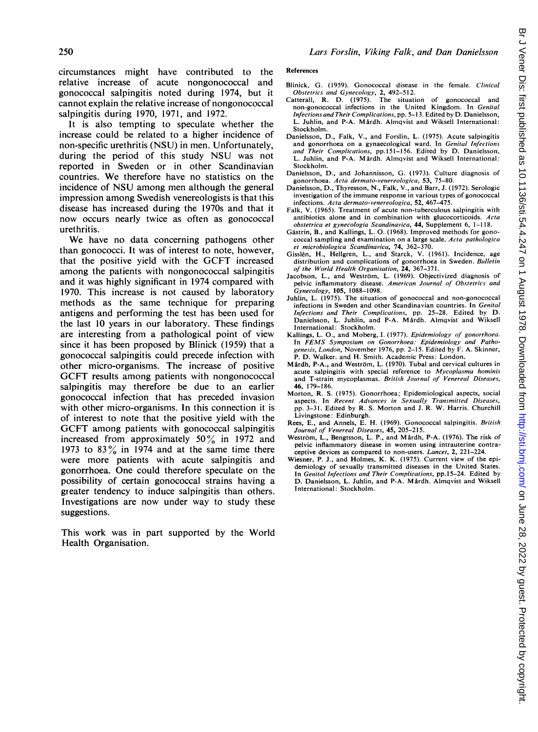circumstances might have contributed to the relative increase of acute nongonococcal and gonococcal salpingitis noted during 1974, but it cannot explain the relative increase of nongonococcal salpingitis during 1970, 1971, and 1972.

It is also tempting to speculate whether the increase could be related to a higher incidence of non-specific urethritis (NSU) in men. Unfortunately, during the period of this study NSU was not reported in Sweden or in other Scandinavian countries. We therefore have no statistics on the incidence of NSU among men although the general impression among Swedish venereologists is that this disease has increased during the 1970s and that it now occurs nearly twice as often as gonococcal urethritis.

We have no data concerning pathogens other than gonococci. It was of interest to note, however, that the positive yield with the GCFT increased among the patients with nongonococcal salpingitis and it was highly significant in 1974 compared with 1970. This increase is not caused by laboratory methods as the same technique for preparing antigens and performing the test has been used for the last 10 years in our laboratory. These findings are interesting from a pathological point of view since it has been proposed by Blinick (1959) that a gonococcal salpingitis could precede infection with other micro-organisms. The increase of positive GCFT results among patients with nongonococcal salpingitis may therefore be due to an earlier gonococcal infection that has preceded invasion with other micro-organisms. In this connection it is of interest to note that the positive yield with the GCFT among patients with gonococcal salpingitis increased from approximately 50% in 1972 and 1973 to 83% in 1974 and at the same time there were more patients with acute salpingitis and gonorrhoea. One could therefore speculate on the possibility of certain gonococcal strains having a greater tendency to induce salpingitis than others. Investigations are now under way to study these suggestions.

This work was in part supported by the World Health Organisation.

## References

Blinick, G. (1959). Gonococcal disease in the female. *Clinical Obstetrics and Gynecology*, **2**, 492–512.

Catterall, R. D. (1975). The situation of gonococcal and non-gonococcal infections in the United Kingdom. In *Genital Infections and Their Complications*, pp. 5–13. Edited by D. Danielsson, L. Juhlin, and P-A. Mårdh. Almqvist and Wiksell International: Stockholm.

Danielsson, D., Falk, V., and Forslin, L. (1975). Acute salpingitis and gonorrhoea on a gynaecological ward. In *Genital Infections and Their Complications*, pp.151–156. Edited by D. Danielsson, L. Juhlin, and P-A. Mårdh. Almqvist and Wiksell International: Stockholm.

Danielsson, D., and Johannisson, G. (1973). Culture diagnosis of gonorrhoea. *Acta dermato-venereologica*, **53**, 75–80.

Danielsson, D., Thyresson, N., Falk, V., and Barr, J. (1972). Serologic investigation of the immune response in various types of gonococcal infections. *Acta dermato-venereologica*, **52**, 467–475.

Falk, V. (1965). Treatment of acute non-tuberculous salpingitis with antibiotics alone and in combination with glucocorticoids. *Acta obstetrica et gynecologia Scandinavica*, **44**, Supplement 6, 1–118.

Gästrin, B., and Kallings, L. O. (1968). Improved methods for gonococcal sampling and examination on a large scale. *Acta pathologica et microbiologica Scandinavica*, **74**, 362–370.

Gisslén, H., Hellgren, L., and Starck, V. (1961). Incidence, age distribution and complications of gonorrhoea in Sweden. *Bulletin of the World Health Organisation*, **24**, 367–371.

Jacobson, L., and Weström, L. (1969). Objectivized diagnosis of pelvic inflammatory disease. *American Journal of Obstetrics and Gynecology*, **105**, 1088–1098.

Juhlin, L. (1975). The situation of gonococcal and non-gonococcal infections in Sweden and other Scandinavian countries. In *Genital Infections and Their Complications*, pp. 25–28. Edited by D. Danielsson, L. Juhlin, and P-A. Mårdh. Almqvist and Wiksell International: Stockholm.

Kallings, L. O., and Moberg, I. (1977). *Epidemiology of gonorrhoea*. In *FEMS Symposium on Gonorrhoea: Epidemiology and Pathogenesis, London*, November 1976, pp. 2–15. Edited by F. A. Skinner, P. D. Walker. and H. Smith. Academic Press: London.

Mårdh, P-A., and Weström, L. (1970). Tubal and cervical cultures in acute salpingitis with special reference to *Mycoplasma hominis* and T-strain mycoplasmas. *British Journal of Venereal Diseases*, **46**, 179–186.

Morton, R. S. (1975). Gonorrhoea; Epidemiological aspects, social aspects. In *Recent Advances in Sexually Transmitted Diseases*, pp. 3–31. Edited by R. S. Morton and J. R. W. Harris. Churchill Livingstone: Edinburgh.

Rees, E., and Annels, E. H. (1969). Gonococcal salpingitis. *British Journal of Venereal Diseases*, **45**, 205–215.

Weström, L., Bengtsson, L. P., and Mårdh, P-A. (1976). The risk of pelvic inflammatory disease in women using intrauterine contraceptive devices as compared to non-users. *Lancet*, **2**, 221–224.

Wiesner, P. J., and Holmes, K. K. (1975). Current view of the epidemiology of sexually transmitted diseases in the United States. In *Genital Infections and Their Complications*, pp.15–24. Edited by D. Danielsson, L. Juhlin, and P-A. Mårdh. Almqvist and Wiksell International: Stockholm.